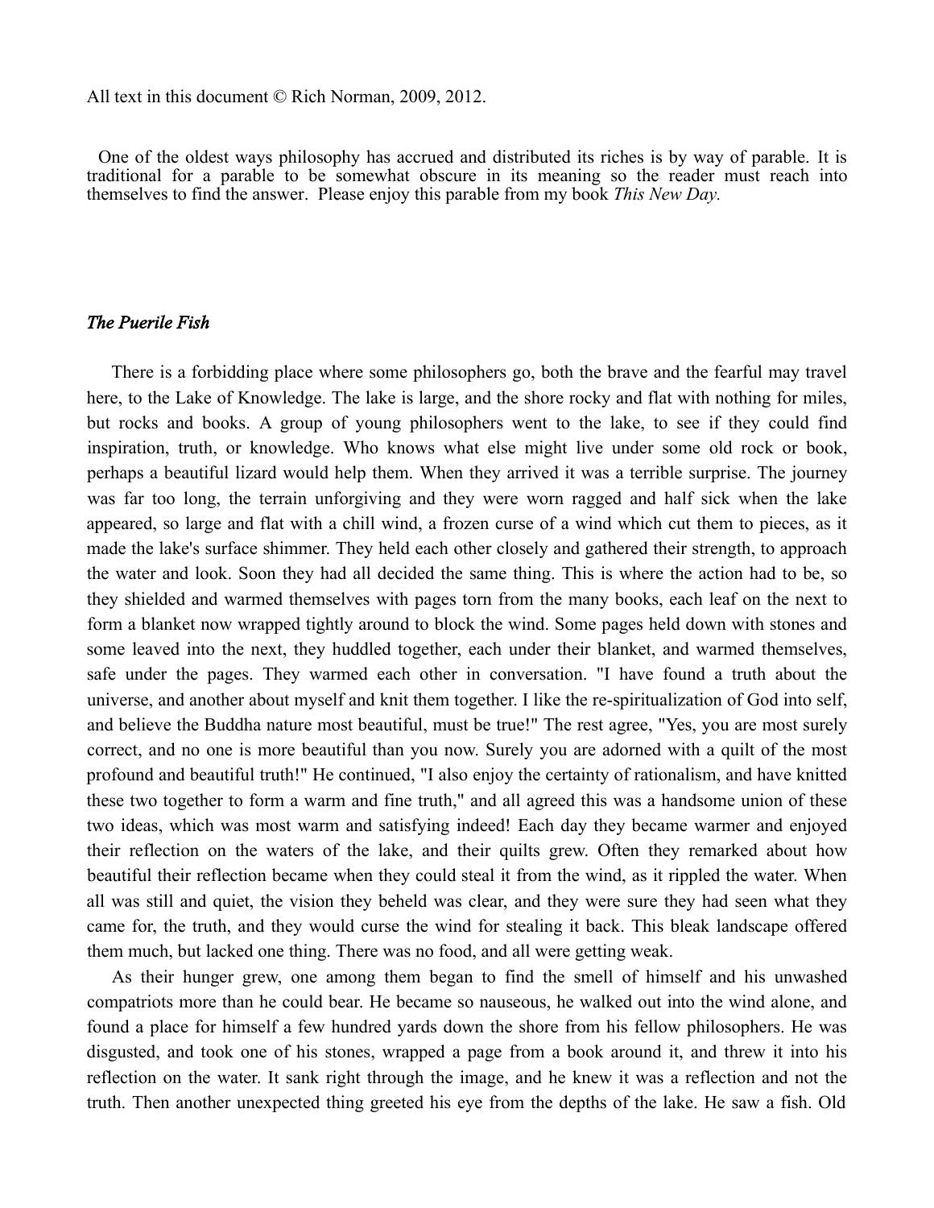All text in this document © Rich Norman, 2009, 2012.

One of the oldest ways philosophy has accrued and distributed its riches is by way of parable. It is traditional for a parable to be somewhat obscure in its meaning so the reader must reach into themselves to find the answer. Please enjoy this parable from my book *This New Day.*

***The Puerile Fish***

There is a forbidding place where some philosophers go, both the brave and the fearful may travel here, to the Lake of Knowledge. The lake is large, and the shore rocky and flat with nothing for miles, but rocks and books. A group of young philosophers went to the lake, to see if they could find inspiration, truth, or knowledge. Who knows what else might live under some old rock or book, perhaps a beautiful lizard would help them. When they arrived it was a terrible surprise. The journey was far too long, the terrain unforgiving and they were worn ragged and half sick when the lake appeared, so large and flat with a chill wind, a frozen curse of a wind which cut them to pieces, as it made the lake's surface shimmer. They held each other closely and gathered their strength, to approach the water and look. Soon they had all decided the same thing. This is where the action had to be, so they shielded and warmed themselves with pages torn from the many books, each leaf on the next to form a blanket now wrapped tightly around to block the wind. Some pages held down with stones and some leaved into the next, they huddled together, each under their blanket, and warmed themselves, safe under the pages. They warmed each other in conversation. "I have found a truth about the universe, and another about myself and knit them together. I like the re-spiritualization of God into self, and believe the Buddha nature most beautiful, must be true!" The rest agree, "Yes, you are most surely correct, and no one is more beautiful than you now. Surely you are adorned with a quilt of the most profound and beautiful truth!" He continued, "I also enjoy the certainty of rationalism, and have knitted these two together to form a warm and fine truth," and all agreed this was a handsome union of these two ideas, which was most warm and satisfying indeed! Each day they became warmer and enjoyed their reflection on the waters of the lake, and their quilts grew. Often they remarked about how beautiful their reflection became when they could steal it from the wind, as it rippled the water. When all was still and quiet, the vision they beheld was clear, and they were sure they had seen what they came for, the truth, and they would curse the wind for stealing it back. This bleak landscape offered them much, but lacked one thing. There was no food, and all were getting weak.

As their hunger grew, one among them began to find the smell of himself and his unwashed compatriots more than he could bear. He became so nauseous, he walked out into the wind alone, and found a place for himself a few hundred yards down the shore from his fellow philosophers. He was disgusted, and took one of his stones, wrapped a page from a book around it, and threw it into his reflection on the water. It sank right through the image, and he knew it was a reflection and not the truth. Then another unexpected thing greeted his eye from the depths of the lake. He saw a fish. Old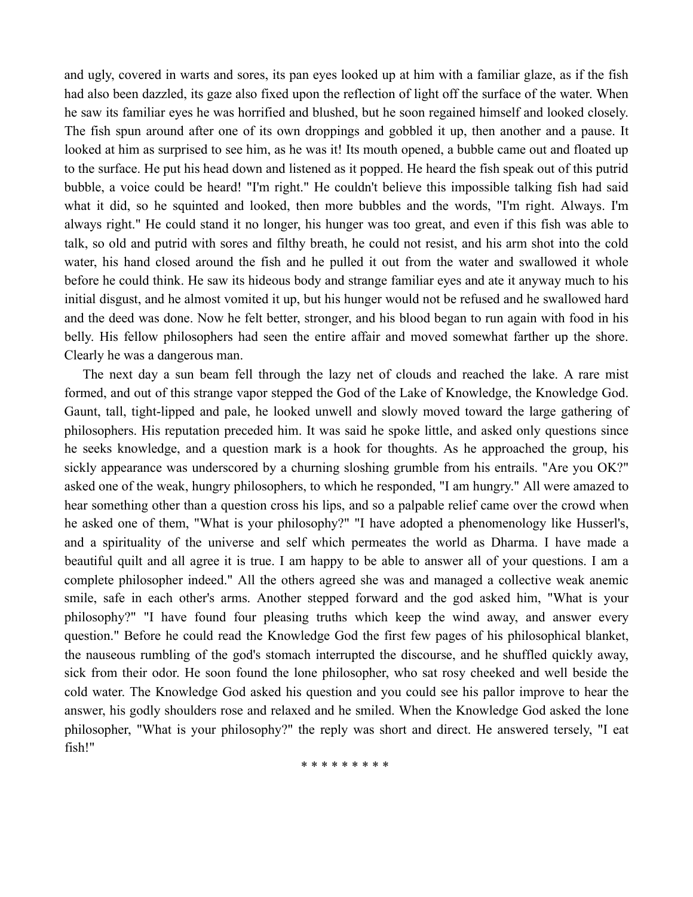and ugly, covered in warts and sores, its pan eyes looked up at him with a familiar glaze, as if the fish had also been dazzled, its gaze also fixed upon the reflection of light off the surface of the water. When he saw its familiar eyes he was horrified and blushed, but he soon regained himself and looked closely. The fish spun around after one of its own droppings and gobbled it up, then another and a pause. It looked at him as surprised to see him, as he was it! Its mouth opened, a bubble came out and floated up to the surface. He put his head down and listened as it popped. He heard the fish speak out of this putrid bubble, a voice could be heard! "I'm right." He couldn't believe this impossible talking fish had said what it did, so he squinted and looked, then more bubbles and the words, "I'm right. Always. I'm always right." He could stand it no longer, his hunger was too great, and even if this fish was able to talk, so old and putrid with sores and filthy breath, he could not resist, and his arm shot into the cold water, his hand closed around the fish and he pulled it out from the water and swallowed it whole before he could think. He saw its hideous body and strange familiar eyes and ate it anyway much to his initial disgust, and he almost vomited it up, but his hunger would not be refused and he swallowed hard and the deed was done. Now he felt better, stronger, and his blood began to run again with food in his belly. His fellow philosophers had seen the entire affair and moved somewhat farther up the shore. Clearly he was a dangerous man.

The next day a sun beam fell through the lazy net of clouds and reached the lake. A rare mist formed, and out of this strange vapor stepped the God of the Lake of Knowledge, the Knowledge God. Gaunt, tall, tight-lipped and pale, he looked unwell and slowly moved toward the large gathering of philosophers. His reputation preceded him. It was said he spoke little, and asked only questions since he seeks knowledge, and a question mark is a hook for thoughts. As he approached the group, his sickly appearance was underscored by a churning sloshing grumble from his entrails. "Are you OK?" asked one of the weak, hungry philosophers, to which he responded, "I am hungry." All were amazed to hear something other than a question cross his lips, and so a palpable relief came over the crowd when he asked one of them, "What is your philosophy?" "I have adopted a phenomenology like Husserl's, and a spirituality of the universe and self which permeates the world as Dharma. I have made a beautiful quilt and all agree it is true. I am happy to be able to answer all of your questions. I am a complete philosopher indeed." All the others agreed she was and managed a collective weak anemic smile, safe in each other's arms. Another stepped forward and the god asked him, "What is your philosophy?" "I have found four pleasing truths which keep the wind away, and answer every question." Before he could read the Knowledge God the first few pages of his philosophical blanket, the nauseous rumbling of the god's stomach interrupted the discourse, and he shuffled quickly away, sick from their odor. He soon found the lone philosopher, who sat rosy cheeked and well beside the cold water. The Knowledge God asked his question and you could see his pallor improve to hear the answer, his godly shoulders rose and relaxed and he smiled. When the Knowledge God asked the lone philosopher, "What is your philosophy?" the reply was short and direct. He answered tersely, "I eat fish!"

* * * * * * * * *